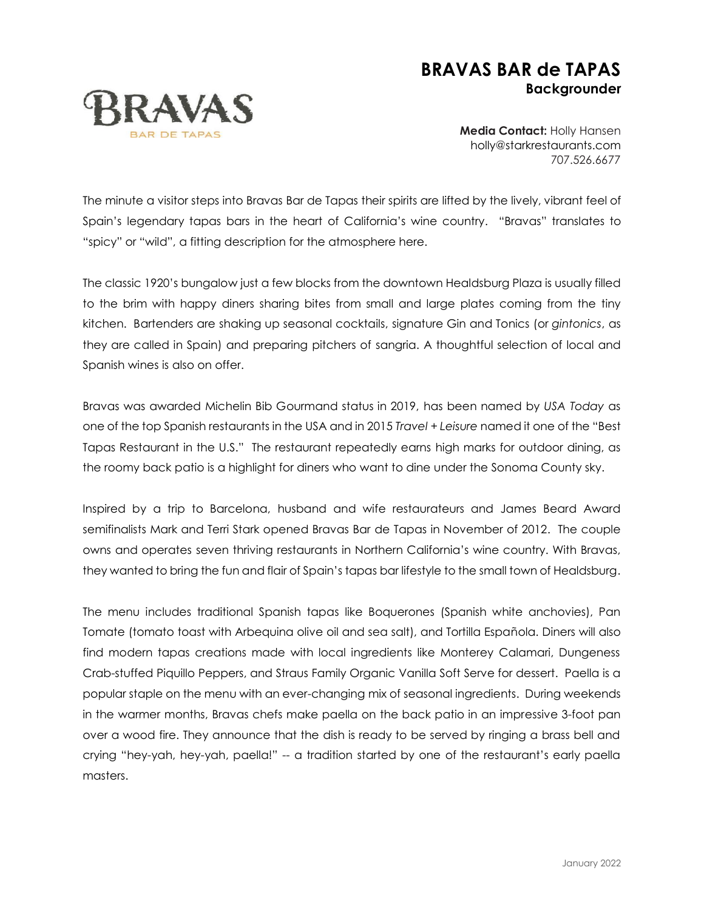# BRAVAS BAR de TAPAS

**Backgrounder**

BRAVAS
BAR DE TAPAS

**Media Contact:** Holly Hansen
holly@starkrestaurants.com
707.526.6677

The minute a visitor steps into Bravas Bar de Tapas their spirits are lifted by the lively, vibrant feel of Spain's legendary tapas bars in the heart of California's wine country. "Bravas" translates to "spicy" or "wild", a fitting description for the atmosphere here.

The classic 1920's bungalow just a few blocks from the downtown Healdsburg Plaza is usually filled to the brim with happy diners sharing bites from small and large plates coming from the tiny kitchen. Bartenders are shaking up seasonal cocktails, signature Gin and Tonics (or *gintonics*, as they are called in Spain) and preparing pitchers of sangria. A thoughtful selection of local and Spanish wines is also on offer.

Bravas was awarded Michelin Bib Gourmand status in 2019, has been named by *USA Today* as one of the top Spanish restaurants in the USA and in 2015 *Travel + Leisure* named it one of the "Best Tapas Restaurant in the U.S." The restaurant repeatedly earns high marks for outdoor dining, as the roomy back patio is a highlight for diners who want to dine under the Sonoma County sky.

Inspired by a trip to Barcelona, husband and wife restaurateurs and James Beard Award semifinalists Mark and Terri Stark opened Bravas Bar de Tapas in November of 2012. The couple owns and operates seven thriving restaurants in Northern California's wine country. With Bravas, they wanted to bring the fun and flair of Spain's tapas bar lifestyle to the small town of Healdsburg.

The menu includes traditional Spanish tapas like Boquerones (Spanish white anchovies), Pan Tomate (tomato toast with Arbequina olive oil and sea salt), and Tortilla Española. Diners will also find modern tapas creations made with local ingredients like Monterey Calamari, Dungeness Crab-stuffed Piquillo Peppers, and Straus Family Organic Vanilla Soft Serve for dessert. Paella is a popular staple on the menu with an ever-changing mix of seasonal ingredients. During weekends in the warmer months, Bravas chefs make paella on the back patio in an impressive 3-foot pan over a wood fire. They announce that the dish is ready to be served by ringing a brass bell and crying "hey-yah, hey-yah, paella!" -- a tradition started by one of the restaurant's early paella masters.

January 2022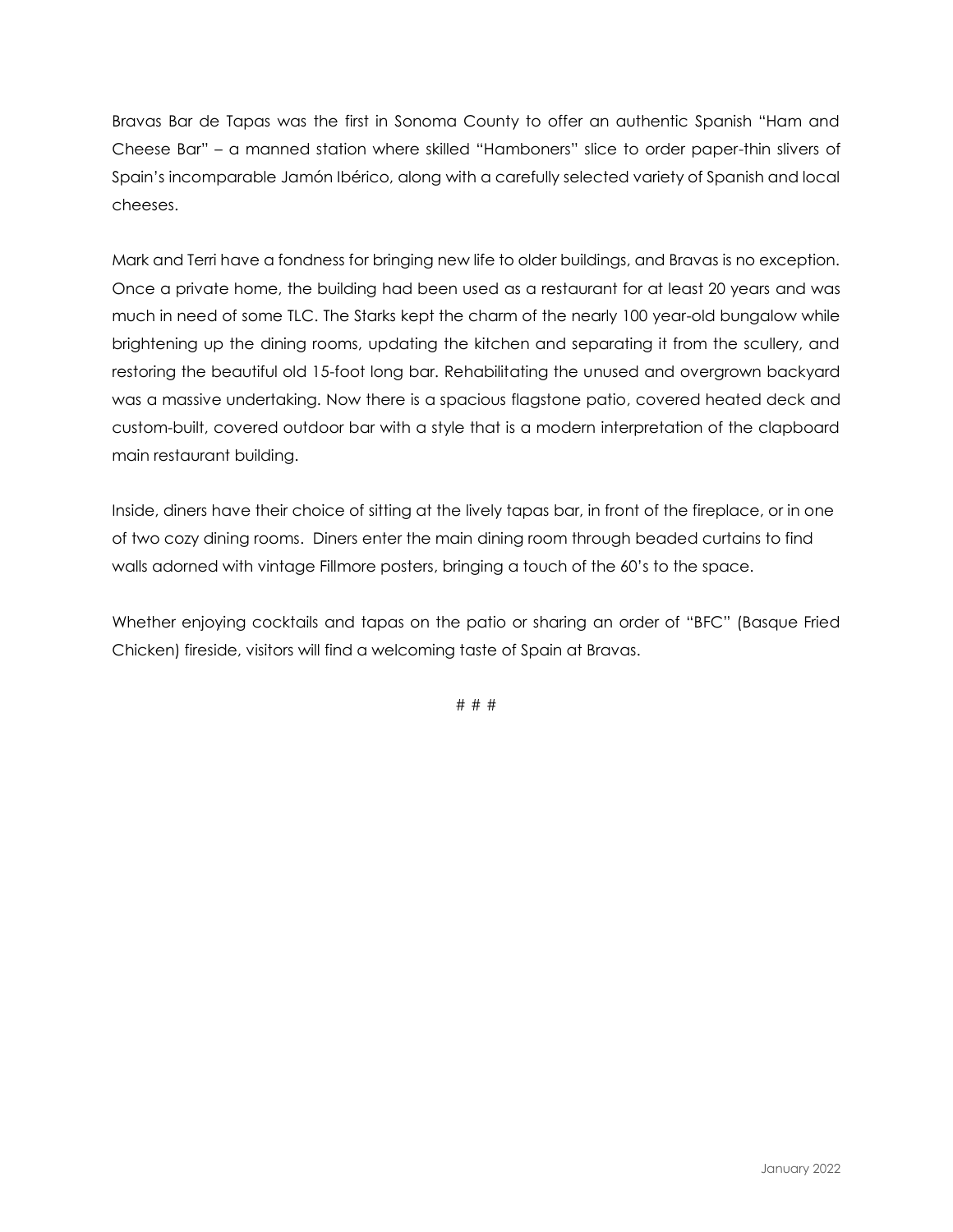Bravas Bar de Tapas was the first in Sonoma County to offer an authentic Spanish "Ham and Cheese Bar" – a manned station where skilled "Hamboners" slice to order paper-thin slivers of Spain's incomparable Jamón Ibérico, along with a carefully selected variety of Spanish and local cheeses.

Mark and Terri have a fondness for bringing new life to older buildings, and Bravas is no exception. Once a private home, the building had been used as a restaurant for at least 20 years and was much in need of some TLC. The Starks kept the charm of the nearly 100 year-old bungalow while brightening up the dining rooms, updating the kitchen and separating it from the scullery, and restoring the beautiful old 15-foot long bar. Rehabilitating the unused and overgrown backyard was a massive undertaking. Now there is a spacious flagstone patio, covered heated deck and custom-built, covered outdoor bar with a style that is a modern interpretation of the clapboard main restaurant building.

Inside, diners have their choice of sitting at the lively tapas bar, in front of the fireplace, or in one of two cozy dining rooms. Diners enter the main dining room through beaded curtains to find walls adorned with vintage Fillmore posters, bringing a touch of the 60's to the space.

Whether enjoying cocktails and tapas on the patio or sharing an order of "BFC" (Basque Fried Chicken) fireside, visitors will find a welcoming taste of Spain at Bravas.

# # #

January 2022